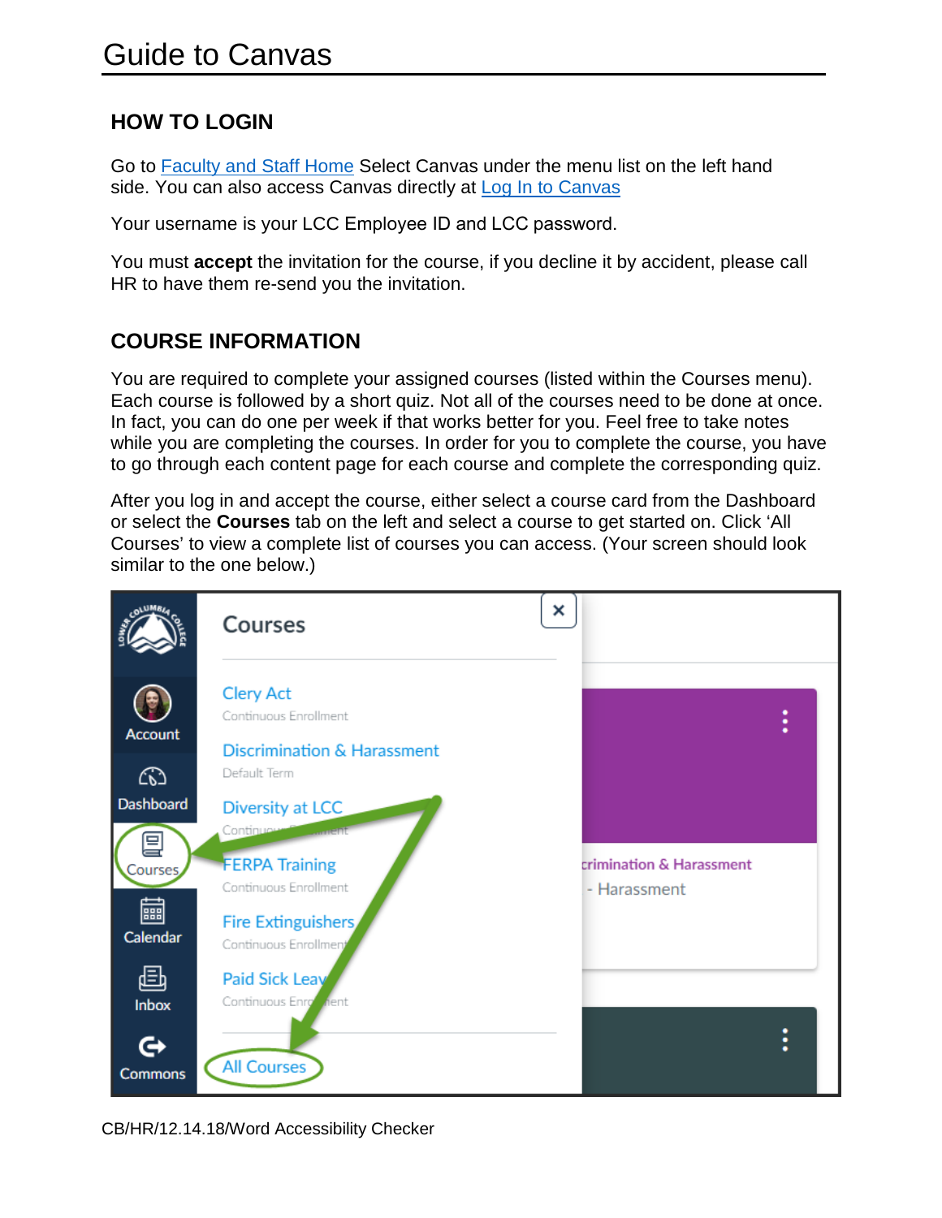# Guide to Canvas

## HOW TO LOGIN

Go to [Faculty and Staff Home] Select Canvas under the menu list on the left hand side. You can also access Canvas directly at [Log In to Canvas]

Your username is your LCC Employee ID and LCC password.

You must **accept** the invitation for the course, if you decline it by accident, please call HR to have them re-send you the invitation.

## COURSE INFORMATION

You are required to complete your assigned courses (listed within the Courses menu). Each course is followed by a short quiz. Not all of the courses need to be done at once. In fact, you can do one per week if that works better for you. Feel free to take notes while you are completing the courses. In order for you to complete the course, you have to go through each content page for each course and complete the corresponding quiz.

After you log in and accept the course, either select a course card from the Dashboard or select the **Courses** tab on the left and select a course to get started on. Click 'All Courses' to view a complete list of courses you can access. (Your screen should look similar to the one below.)

CB/HR/12.14.18/Word Accessibility Checker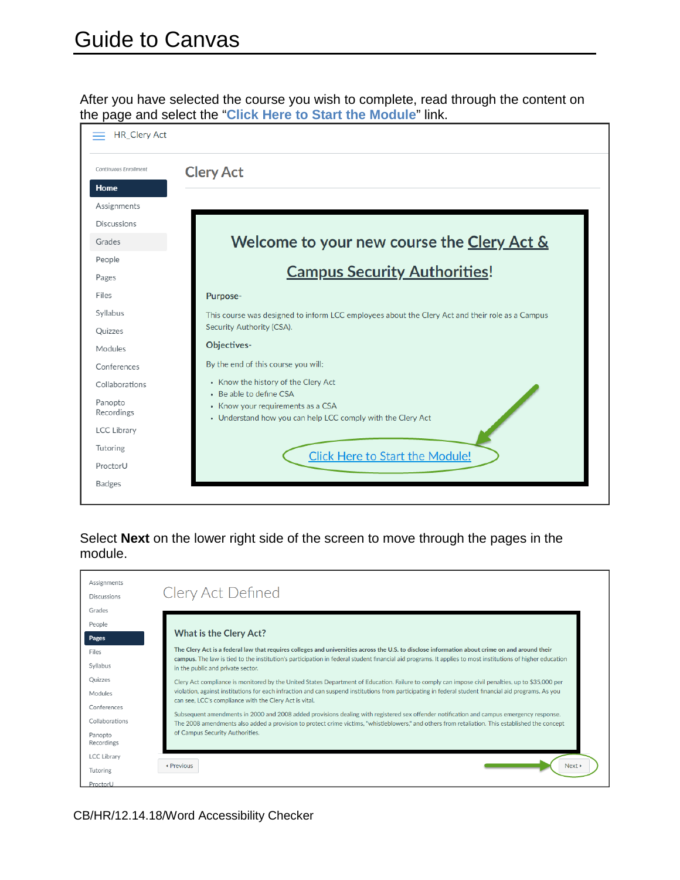# Guide to Canvas

After you have selected the course you wish to complete, read through the content on the page and select the "**Click Here to Start the Module**" link.

HR_Clery Act

Continuous Enrollment

- Home
- Assignments
- Discussions
- Grades
- People
- Pages
- Files
- Syllabus
- Quizzes
- Modules
- Conferences
- Collaborations
- Panopto Recordings
- LCC Library
- Tutoring
- ProctorU
- Badges

## Clery Act

### Welcome to your new course the Clery Act & Campus Security Authorities!

**Purpose-**

This course was designed to inform LCC employees about the Clery Act and their role as a Campus Security Authority (CSA).

**Objectives-**

By the end of this course you will:

- Know the history of the Clery Act
- Be able to define CSA
- Know your requirements as a CSA
- Understand how you can help LCC comply with the Clery Act

Click Here to Start the Module!

Select **Next** on the lower right side of the screen to move through the pages in the module.

- Assignments
- Discussions
- Grades
- People
- Pages
- Files
- Syllabus
- Quizzes
- Modules
- Conferences
- Collaborations
- Panopto Recordings
- LCC Library
- Tutoring
- ProctorU

## Clery Act Defined

**What is the Clery Act?**

**The Clery Act is a federal law that requires colleges and universities across the U.S. to disclose information about crime on and around their campus.** The law is tied to the institution's participation in federal student financial aid programs. It applies to most institutions of higher education in the public and private sector.

Clery Act compliance is monitored by the United States Department of Education. Failure to comply can impose civil penalties, up to $35,000 per violation, against institutions for each infraction and can suspend institutions from participating in federal student financial aid programs. As you can see, LCC's compliance with the Clery Act is vital.

Subsequent amendments in 2000 and 2008 added provisions dealing with registered sex offender notification and campus emergency response. The 2008 amendments also added a provision to protect crime victims, "whistleblowers," and others from retaliation. This established the concept of Campus Security Authorities.

◂ Previous

Next ▸

CB/HR/12.14.18/Word Accessibility Checker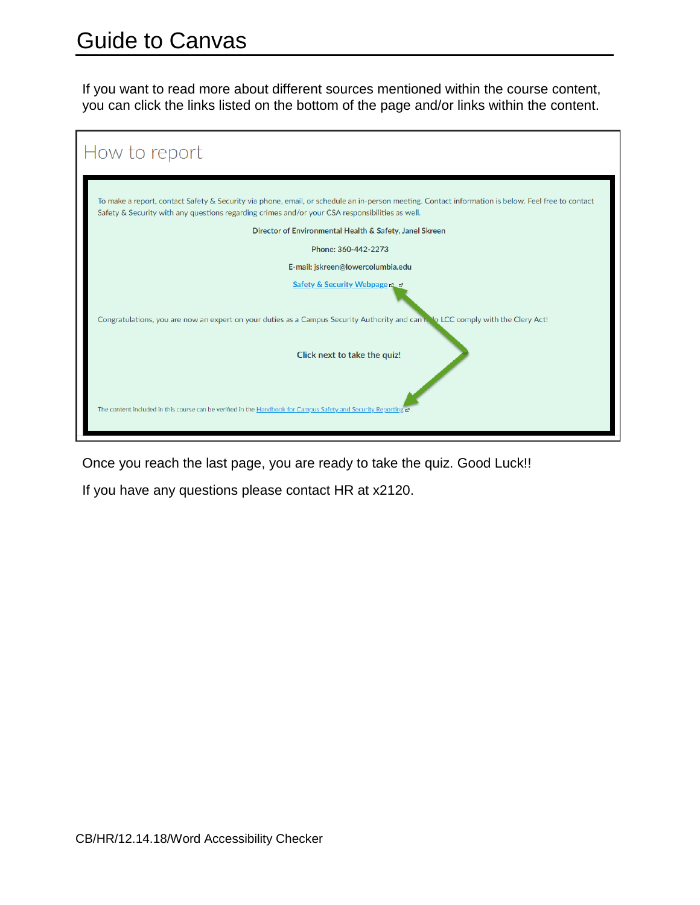# Guide to Canvas

If you want to read more about different sources mentioned within the course content, you can click the links listed on the bottom of the page and/or links within the content.

How to report

To make a report, contact Safety & Security via phone, email, or schedule an in-person meeting. Contact information is below. Feel free to contact Safety & Security with any questions regarding crimes and/or your CSA responsibilities as well.

Director of Environmental Health & Safety, Janel Skreen

Phone: 360-442-2273

E-mail: jskreen@lowercolumbia.edu

Safety & Security Webpage

Congratulations, you are now an expert on your duties as a Campus Security Authority and can help LCC comply with the Clery Act!

**Click next to take the quiz!**

The content included in this course can be verified in the Handbook for Campus Safety and Security Reporting

Once you reach the last page, you are ready to take the quiz. Good Luck!!

If you have any questions please contact HR at x2120.

CB/HR/12.14.18/Word Accessibility Checker